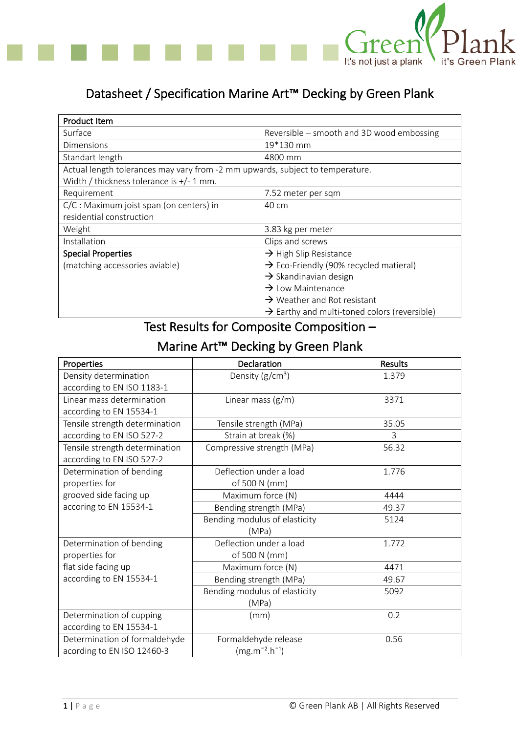# Datasheet / Specification Marine Art™ Decking by Green Plank

| Product Item | |
|---|---|
| Surface | Reversible – smooth and 3D wood embossing |
| Dimensions | 19*130 mm |
| Standart length | 4800 mm |
| Actual length tolerances may vary from -2 mm upwards, subject to temperature. Width / thickness tolerance is +/- 1 mm. | |
| Requirement | 7.52 meter per sqm |
| C/C : Maximum joist span (on centers) in residential construction | 40 cm |
| Weight | 3.83 kg per meter |
| Installation | Clips and screws |
| **Special Properties** (matching accessories aviable) | → High Slip Resistance<br>→ Eco-Friendly (90% recycled matieral)<br>→ Skandinavian design<br>→ Low Maintenance<br>→ Weather and Rot resistant<br>→ Earthy and multi-toned colors (reversible) |

## Test Results for Composite Composition – Marine Art™ Decking by Green Plank

| Properties | Declaration | Results |
|---|---|---|
| Density determination according to EN ISO 1183-1 | Density (g/cm³) | 1.379 |
| Linear mass determination according to EN 15534-1 | Linear mass (g/m) | 3371 |
| Tensile strength determination according to EN ISO 527-2 | Tensile strength (MPa) | 35.05 |
| | Strain at break (%) | 3 |
| Tensile strength determination according to EN ISO 527-2 | Compressive strength (MPa) | 56.32 |
| Determination of bending properties for grooved side facing up accoring to EN 15534-1 | Deflection under a load of 500 N (mm) | 1.776 |
| | Maximum force (N) | 4444 |
| | Bending strength (MPa) | 49.37 |
| | Bending modulus of elasticity (MPa) | 5124 |
| Determination of bending properties for flat side facing up according to EN 15534-1 | Deflection under a load of 500 N (mm) | 1.772 |
| | Maximum force (N) | 4471 |
| | Bending strength (MPa) | 49.67 |
| | Bending modulus of elasticity (MPa) | 5092 |
| Determination of cupping according to EN 15534-1 | (mm) | 0.2 |
| Determination of formaldehyde acording to EN ISO 12460-3 | Formaldehyde release ($mg.m^{-2}.h^{-1}$) | 0.56 |

© Green Plank AB | All Rights Reserved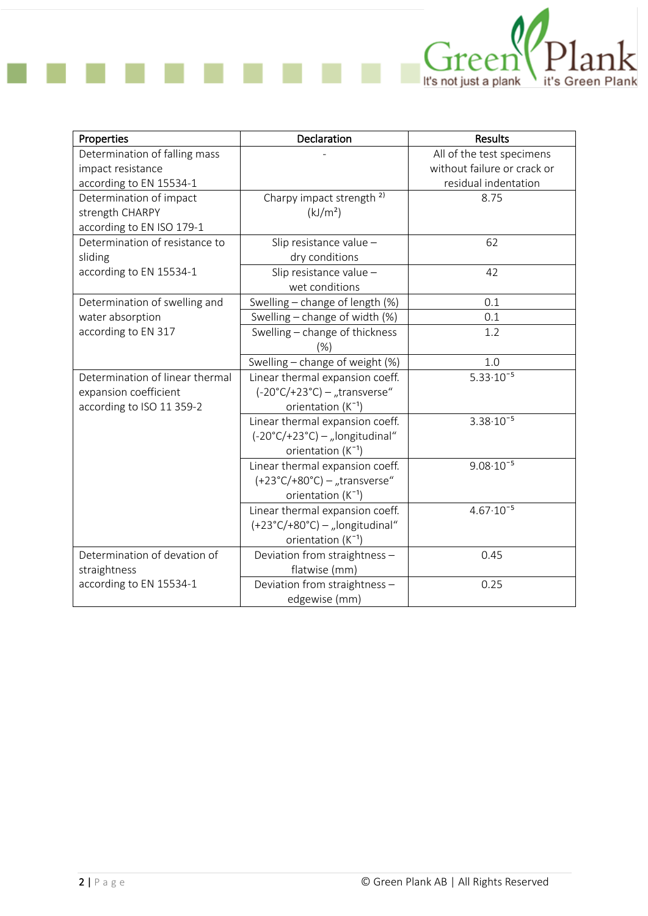| Properties | Declaration | Results |
|---|---|---|
| Determination of falling mass impact resistance according to EN 15534-1 | - | All of the test specimens without failure or crack or residual indentation |
| Determination of impact strength CHARPY according to EN ISO 179-1 | Charpy impact strength [2)] (kJ/m²) | 8.75 |
| Determination of resistance to sliding according to EN 15534-1 | Slip resistance value – dry conditions | 62 |
| | Slip resistance value – wet conditions | 42 |
| Determination of swelling and water absorption according to EN 317 | Swelling – change of length (%) | 0.1 |
| | Swelling – change of width (%) | 0.1 |
| | Swelling – change of thickness (%) | 1.2 |
| | Swelling – change of weight (%) | 1.0 |
| Determination of linear thermal expansion coefficient according to ISO 11 359-2 | Linear thermal expansion coeff. (-20°C/+23°C) – „transverse“ orientation ($K^{-1}$) | $5.33 \cdot 10^{-5}$ |
| | Linear thermal expansion coeff. (-20°C/+23°C) – „longitudinal“ orientation ($K^{-1}$) | $3.38 \cdot 10^{-5}$ |
| | Linear thermal expansion coeff. (+23°C/+80°C) – „transverse“ orientation ($K^{-1}$) | $9.08 \cdot 10^{-5}$ |
| | Linear thermal expansion coeff. (+23°C/+80°C) – „longitudinal“ orientation ($K^{-1}$) | $4.67 \cdot 10^{-5}$ |
| Determination of devation of straightness according to EN 15534-1 | Deviation from straightness – flatwise (mm) | 0.45 |
| | Deviation from straightness – edgewise (mm) | 0.25 |